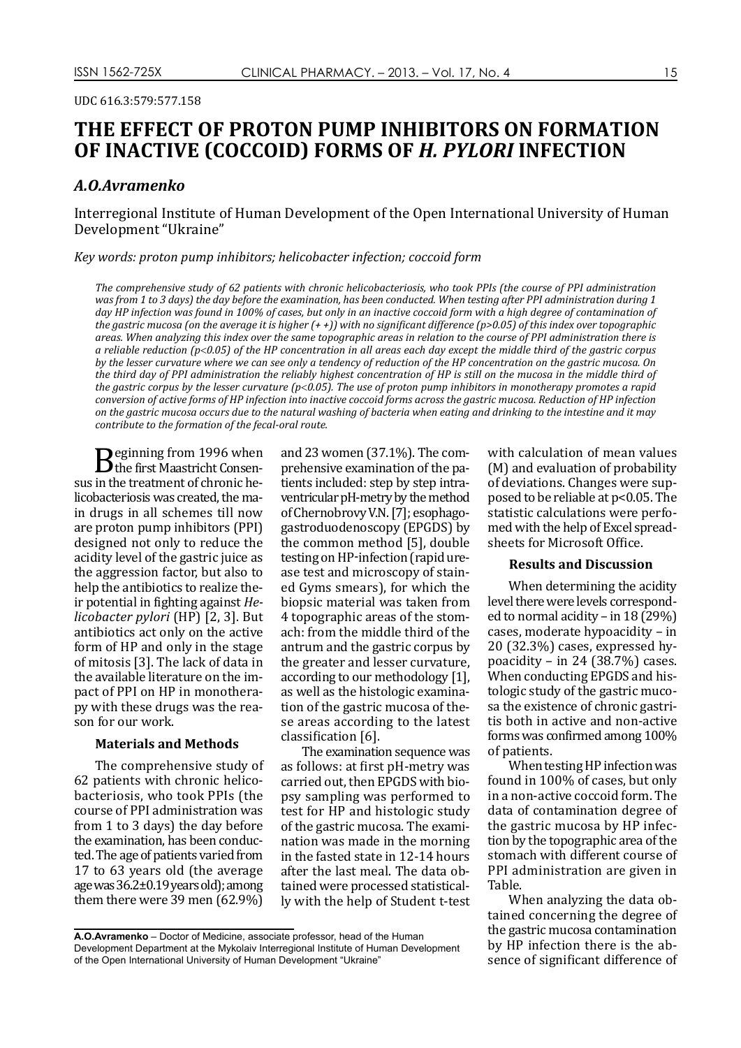UDC 616.3:579:577.158

# THE EFFECT OF PROTON PUMP INHIBITORS ON FORMATION OF INACTIVE (COCCOID) FORMS OF *H. PYLORI* INFECTION

## *A.O.Avramenko*

Interregional Institute of Human Development of the Open International University of Human Development "Ukraine"

*Key words: proton pump inhibitors; helicobacter infection; coccoid form*

*The comprehensive study of 62 patients with chronic helicobacteriosis, who took PPIs (the course of PPI administration was from 1 to 3 days) the day before the examination, has been conducted. When testing after PPI administration during 1 day HP infection was found in 100% of cases, but only in an inactive coccoid form with a high degree of contamination of the gastric mucosa (on the average it is higher (+ +)) with no significant difference (p>0.05) of this index over topographic areas. When analyzing this index over the same topographic areas in relation to the course of PPI administration there is a reliable reduction (p<0.05) of the HP concentration in all areas each day except the middle third of the gastric corpus by the lesser curvature where we can see only a tendency of reduction of the HP concentration on the gastric mucosa. On the third day of PPI administration the reliably highest concentration of HP is still on the mucosa in the middle third of the gastric corpus by the lesser curvature (p<0.05). The use of proton pump inhibitors in monotherapy promotes a rapid conversion of active forms of HP infection into inactive coccoid forms across the gastric mucosa. Reduction of HP infection on the gastric mucosa occurs due to the natural washing of bacteria when eating and drinking to the intestine and it may contribute to the formation of the fecal-oral route.*

Beginning from 1996 when the first Maastricht Consensus in the treatment of chronic helicobacteriosis was created, the main drugs in all schemes till now are proton pump inhibitors (PPI) designed not only to reduce the acidity level of the gastric juice as the aggression factor, but also to help the antibiotics to realize their potential in fighting against *Helicobacter pylori* (HP) [2, 3]. But antibiotics act only on the active form of HP and only in the stage of mitosis [3]. The lack of data in the available literature on the impact of PPI on HP in monotherapy with these drugs was the reason for our work.

### Materials and Methods

The comprehensive study of 62 patients with chronic helicobacteriosis, who took PPIs (the course of PPI administration was from 1 to 3 days) the day before the examination, has been conducted. The age of patients varied from 17 to 63 years old (the average age was 36.2±0.19 years old); among them there were 39 men (62.9%) and 23 women (37.1%). The comprehensive examination of the patients included: step by step intraventricular pH-metry by the method of Chernobrovy V.N. [7]; esophagogastroduodenoscopy (EPGDS) by the common method [5], double testing on HP-infection (rapid urease test and microscopy of stained Gyms smears), for which the biopsic material was taken from 4 topographic areas of the stomach: from the middle third of the antrum and the gastric corpus by the greater and lesser curvature, according to our methodology [1], as well as the histologic examination of the gastric mucosa of these areas according to the latest classification [6].

The examination sequence was as follows: at first pH-metry was carried out, then EPGDS with biopsy sampling was performed to test for HP and histologic study of the gastric mucosa. The examination was made in the morning in the fasted state in 12-14 hours after the last meal. The data obtained were processed statistically with the help of Student t-test with calculation of mean values (M) and evaluation of probability of deviations. Changes were supposed to be reliable at p<0.05. The statistic calculations were perfomed with the help of Excel spreadsheets for Microsoft Office.

### Results and Discussion

When determining the acidity level there were levels corresponded to normal acidity – in 18 (29%) cases, moderate hypoacidity – in 20 (32.3%) cases, expressed hypoacidity – in 24 (38.7%) cases. When conducting EPGDS and histologic study of the gastric mucosa the existence of chronic gastritis both in active and non-active forms was confirmed among 100% of patients.

When testing HP infection was found in 100% of cases, but only in a non-active coccoid form. The data of contamination degree of the gastric mucosa by HP infection by the topographic area of the stomach with different course of PPI administration are given in Table.

When analyzing the data obtained concerning the degree of the gastric mucosa contamination by HP infection there is the absence of significant difference of

**A.O.Avramenko** – Doctor of Medicine, associate professor, head of the Human Development Department at the Mykolaiv Interregional Institute of Human Development of the Open International University of Human Development "Ukraine"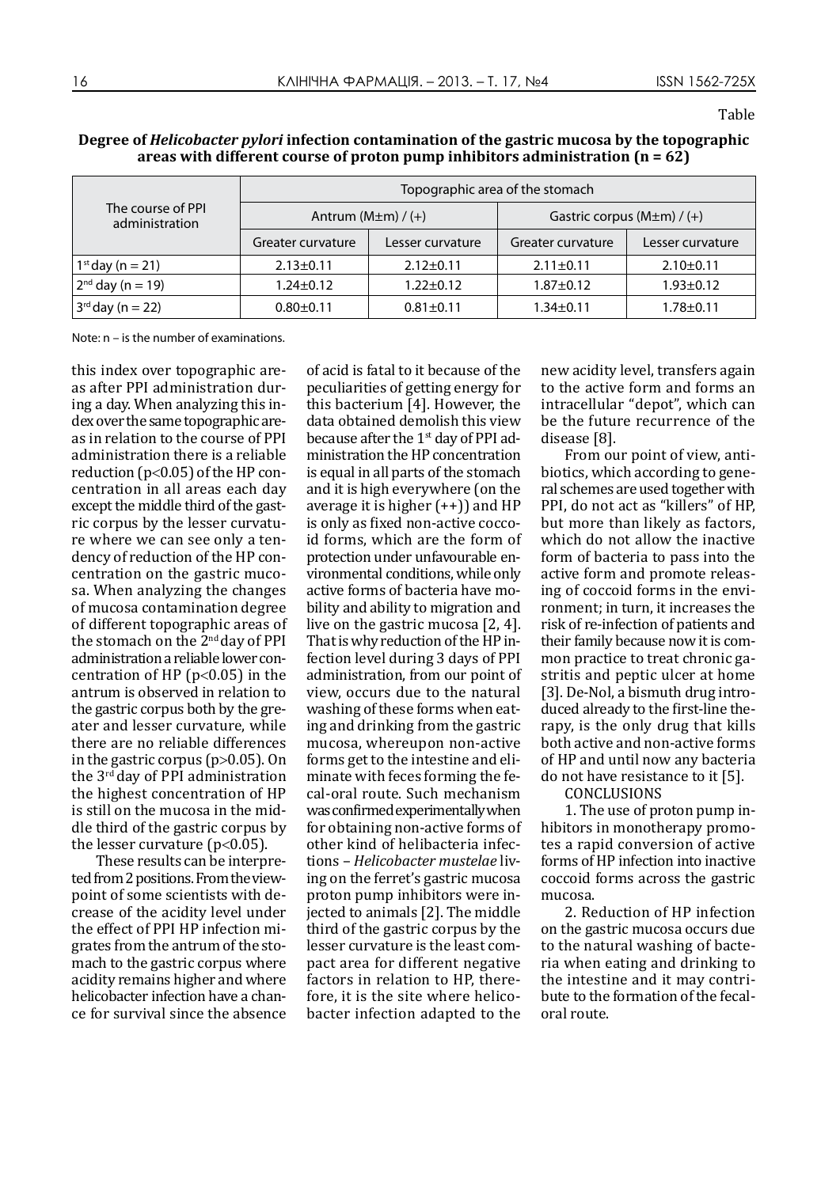Table

**Degree of *Helicobacter pylori* infection contamination of the gastric mucosa by the topographic areas with different course of proton pump inhibitors administration (n = 62)**

| The course of PPI administration | Topographic area of the stomach | | | |
|---|---|---|---|---|
| | Antrum (M±m) / (+) | | Gastric corpus (M±m) / (+) | |
| | Greater curvature | Lesser curvature | Greater curvature | Lesser curvature |
| 1st day (n = 21) | 2.13±0.11 | 2.12±0.11 | 2.11±0.11 | 2.10±0.11 |
| 2nd day (n = 19) | 1.24±0.12 | 1.22±0.12 | 1.87±0.12 | 1.93±0.12 |
| 3rd day (n = 22) | 0.80±0.11 | 0.81±0.11 | 1.34±0.11 | 1.78±0.11 |

Note: n – is the number of examinations.

this index over topographic areas after PPI administration during a day. When analyzing this index over the same topographic areas in relation to the course of PPI administration there is a reliable reduction ($p<0.05$) of the HP concentration in all areas each day except the middle third of the gastric corpus by the lesser curvature where we can see only a tendency of reduction of the HP concentration on the gastric mucosa. When analyzing the changes of mucosa contamination degree of different topographic areas of the stomach on the 2nd day of PPI administration a reliable lower concentration of HP ($p<0.05$) in the antrum is observed in relation to the gastric corpus both by the greater and lesser curvature, while there are no reliable differences in the gastric corpus ($p>0.05$). On the 3rd day of PPI administration the highest concentration of HP is still on the mucosa in the middle third of the gastric corpus by the lesser curvature ($p<0.05$).

These results can be interpreted from 2 positions. From the viewpoint of some scientists with decrease of the acidity level under the effect of PPI HP infection migrates from the antrum of the stomach to the gastric corpus where acidity remains higher and where helicobacter infection have a chance for survival since the absence of acid is fatal to it because of the peculiarities of getting energy for this bacterium [4]. However, the data obtained demolish this view because after the 1st day of PPI administration the HP concentration is equal in all parts of the stomach and it is high everywhere (on the average it is higher (++)) and HP is only as fixed non-active coccoid forms, which are the form of protection under unfavourable environmental conditions, while only active forms of bacteria have mobility and ability to migration and live on the gastric mucosa [2, 4]. That is why reduction of the HP infection level during 3 days of PPI administration, from our point of view, occurs due to the natural washing of these forms when eating and drinking from the gastric mucosa, whereupon non-active forms get to the intestine and eliminate with feces forming the fecal-oral route. Such mechanism was confirmed experimentally when for obtaining non-active forms of other kind of helibacteria infections – *Helicobacter mustelae* living on the ferret's gastric mucosa proton pump inhibitors were injected to animals [2]. The middle third of the gastric corpus by the lesser curvature is the least compact area for different negative factors in relation to HP, therefore, it is the site where helicobacter infection adapted to the new acidity level, transfers again to the active form and forms an intracellular "depot", which can be the future recurrence of the disease [8].

From our point of view, antibiotics, which according to general schemes are used together with PPI, do not act as "killers" of HP, but more than likely as factors, which do not allow the inactive form of bacteria to pass into the active form and promote releasing of coccoid forms in the environment; in turn, it increases the risk of re-infection of patients and their family because now it is common practice to treat chronic gastritis and peptic ulcer at home [3]. De-Nol, a bismuth drug introduced already to the first-line therapy, is the only drug that kills both active and non-active forms of HP and until now any bacteria do not have resistance to it [5].

CONCLUSIONS

1. The use of proton pump inhibitors in monotherapy promotes a rapid conversion of active forms of HP infection into inactive coccoid forms across the gastric mucosa.

2. Reduction of HP infection on the gastric mucosa occurs due to the natural washing of bacteria when eating and drinking to the intestine and it may contribute to the formation of the fecal-oral route.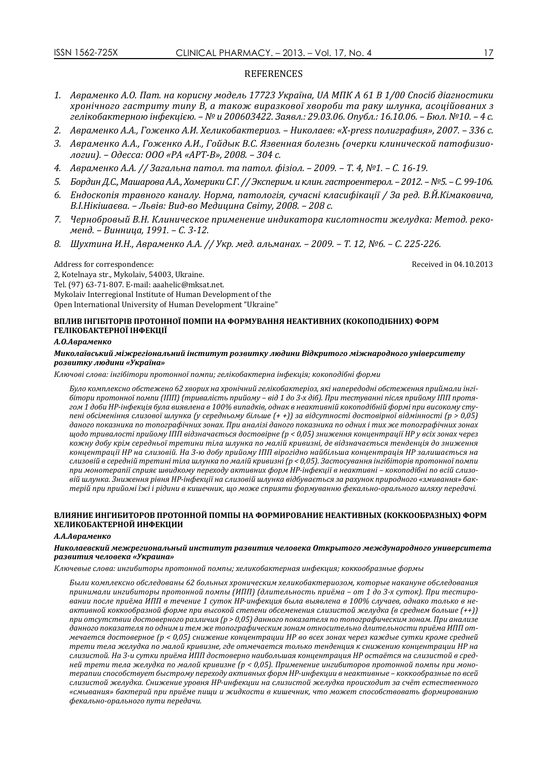## REFERENCES

1. *Авраменко А.О. Пат. на корисну модель 17723 Україна, UA МПК А 61 В 1/00 Спосіб діагностики хронічного гастриту типу В, а також виразкової хвороби та раку шлунка, асоційованих з гелікобактерною інфекцією. – № u 200603422. Заявл.: 29.03.06. Опубл.: 16.10.06. – Бюл. №10. – 4 с.*
2. *Авраменко А.А., Гоженко А.И. Хеликобактериоз. – Николаев: «X-press полиграфия», 2007. – 336 с.*
3. *Авраменко А.А., Гоженко А.И., Гойдык В.С. Язвенная болезнь (очерки клинической патофизиологии). – Одесса: ООО «РА «АРТ-В», 2008. – 304 с.*
4. *Авраменко А.А. // Загальна патол. та патол. фізіол. – 2009. – Т. 4, №1. – С. 16-19.*
5. *Бордин Д.С., Машарова А.А., Хомерики С.Г. // Эксперим. и клин. гастроэнтерол. – 2012. – №5. – С. 99-106.*
6. *Ендоскопія травного каналу. Норма, патологія, сучасні класифікації / За ред. В.Й.Кімаковича, В.І.Нікішаєва. – Львів: Вид-во Медицина Світу, 2008. – 208 с.*
7. *Чернобровый В.Н. Клиническое применение индикатора кислотности желудка: Метод. рекоменд. – Винница, 1991. – С. 3-12.*
8. *Шухтина И.Н., Авраменко А.А. // Укр. мед. альманах. – 2009. – Т. 12, №6. – С. 225-226.*

Address for correspondence:
2, Kotelnaya str., Mykolaiv, 54003, Ukraine.
Tel. (97) 63-71-807. E-mail: aaahelic@mksat.net.
Mykolaiv Interregional Institute of Human Development of the
Open International University of Human Development "Ukraine"

Received in 04.10.2013

### ВПЛИВ ІНГІБІТОРІВ ПРОТОННОЇ ПОМПИ НА ФОРМУВАННЯ НЕАКТИВНИХ (КОКОПОДІБНИХ) ФОРМ ГЕЛІКОБАКТЕРНОЇ ІНФЕКЦІЇ

***А.О.Авраменко***

***Миколаївський міжрегіональний інститут розвитку людини Відкритого міжнародного університету розвитку людини «Україна»***

*Ключові слова: інгібітори протонної помпи; гелікобактерна інфекція; кокоподібні форми*

*Було комплексно обстежено 62 хворих на хронічний гелікобактеріоз, які напередодні обстеження приймали інгібітори протонної помпи (ІПП) (тривалість прийому – від 1 до 3-х діб). При тестуванні після прийому ІПП протягом 1 доби НР-інфекція була виявлена в 100% випадків, однак в неактивній кокоподібній формі при високому ступені обсіменіння слизової шлунка (у середньому більше (+ +)) за відсутності достовірної відмінності ($p > 0{,}05$) даного показника по топографічних зонах. При аналізі даного показника по одних і тих же топографічних зонах щодо тривалості прийому ІПП відзначається достовірне ($p < 0{,}05$) зниження концентрації НР у всіх зонах через кожну добу крім середньої третини тіла шлунка по малій кривизні, де відзначається тенденція до зниження концентрації НР на слизовій. На 3-ю добу прийому ІПП вірогідно найбільша концентрація НР залишається на слизовій в середній третині тіла шлунка по малій кривизні ($p < 0{,}05$). Застосування інгібіторів протонної помпи при монотерапії сприяє швидкому переходу активних форм НР-інфекції в неактивні – кокоподібні по всій слизовій шлунка. Зниження рівня НР-інфекції на слизовій шлунка відбувається за рахунок природного «змивання» бактерій при прийомі їжі і рідини в кишечник, що може сприяти формуванню фекально-орального шляху передачі.*

### ВЛИЯНИЕ ИНГИБИТОРОВ ПРОТОННОЙ ПОМПЫ НА ФОРМИРОВАНИЕ НЕАКТИВНЫХ (КОККООБРАЗНЫХ) ФОРМ ХЕЛИКОБАКТЕРНОЙ ИНФЕКЦИИ

***А.А.Авраменко***

***Николаевский межрегиональный институт развития человека Открытого международного университета развития человека «Украина»***

*Ключевые слова: ингибиторы протонной помпы; хеликобактерная инфекция; коккообразные формы*

*Были комплексно обследованы 62 больных хроническим хеликобактериозом, которые накануне обследования принимали ингибиторы протонной помпы (ИПП) (длительность приёма – от 1 до 3-х суток). При тестировании после приёма ИПП в течение 1 суток НР-инфекция была выявлена в 100% случаев, однако только в неактивной коккообразной форме при высокой степени обсеменения слизистой желудка (в среднем больше (++)) при отсутствии достоверного различия ($p > 0{,}05$) данного показателя по топографическим зонам. При анализе данного показателя по одним и тем же топографическим зонам относительно длительности приёма ИПП отмечается достоверное ($p < 0{,}05$) снижение концентрации НР во всех зонах через каждые сутки кроме средней трети тела желудка по малой кривизне, где отмечается только тенденция к снижению концентрации НР на слизистой. На 3-и сутки приёма ИПП достоверно наибольшая концентрация НР остаётся на слизистой в средней трети тела желудка по малой кривизне ($p < 0{,}05$). Применение ингибиторов протонной помпы при монотерапии способствует быстрому переходу активных форм НР-инфекции в неактивные – коккообразные по всей слизистой желудка. Снижение уровня НР-инфекции на слизистой желудка происходит за счёт естественного «смывания» бактерий при приёме пищи и жидкости в кишечник, что может способствовать формированию фекально-орального пути передачи.*